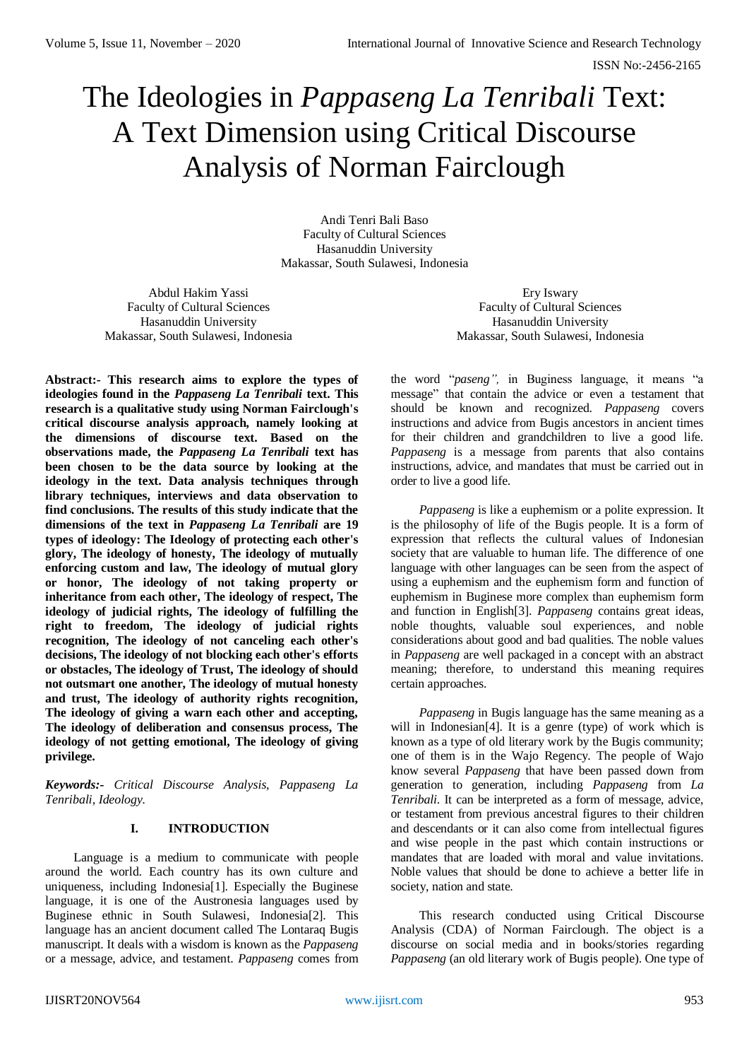# The Ideologies in *Pappaseng La Tenribali* Text: A Text Dimension using Critical Discourse Analysis of Norman Fairclough

Andi Tenri Bali Baso
Faculty of Cultural Sciences
Hasanuddin University
Makassar, South Sulawesi, Indonesia

Abdul Hakim Yassi
Faculty of Cultural Sciences
Hasanuddin University
Makassar, South Sulawesi, Indonesia

Ery Iswary
Faculty of Cultural Sciences
Hasanuddin University
Makassar, South Sulawesi, Indonesia

**Abstract:- This research aims to explore the types of ideologies found in the *Pappaseng La Tenribali* text. This research is a qualitative study using Norman Fairclough's critical discourse analysis approach, namely looking at the dimensions of discourse text. Based on the observations made, the *Pappaseng La Tenribali* text has been chosen to be the data source by looking at the ideology in the text. Data analysis techniques through library techniques, interviews and data observation to find conclusions. The results of this study indicate that the dimensions of the text in *Pappaseng La Tenribali* are 19 types of ideology: The Ideology of protecting each other's glory, The ideology of honesty, The ideology of mutually enforcing custom and law, The ideology of mutual glory or honor, The ideology of not taking property or inheritance from each other, The ideology of respect, The ideology of judicial rights, The ideology of fulfilling the right to freedom, The ideology of judicial rights recognition, The ideology of not canceling each other's decisions, The ideology of not blocking each other's efforts or obstacles, The ideology of Trust, The ideology of should not outsmart one another, The ideology of mutual honesty and trust, The ideology of authority rights recognition, The ideology of giving a warn each other and accepting, The ideology of deliberation and consensus process, The ideology of not getting emotional, The ideology of giving privilege.**

***Keywords:-** Critical Discourse Analysis, Pappaseng La Tenribali, Ideology.*

## I. INTRODUCTION

Language is a medium to communicate with people around the world. Each country has its own culture and uniqueness, including Indonesia[1]. Especially the Buginese language, it is one of the Austronesia languages used by Buginese ethnic in South Sulawesi, Indonesia[2]. This language has an ancient document called The Lontaraq Bugis manuscript. It deals with a wisdom is known as the *Pappaseng* or a message, advice, and testament. *Pappaseng* comes from the word "*paseng",* in Buginess language, it means "a message" that contain the advice or even a testament that should be known and recognized. *Pappaseng* covers instructions and advice from Bugis ancestors in ancient times for their children and grandchildren to live a good life. *Pappaseng* is a message from parents that also contains instructions, advice, and mandates that must be carried out in order to live a good life.

*Pappaseng* is like a euphemism or a polite expression. It is the philosophy of life of the Bugis people. It is a form of expression that reflects the cultural values of Indonesian society that are valuable to human life. The difference of one language with other languages can be seen from the aspect of using a euphemism and the euphemism form and function of euphemism in Buginese more complex than euphemism form and function in English[3]. *Pappaseng* contains great ideas, noble thoughts, valuable soul experiences, and noble considerations about good and bad qualities. The noble values in *Pappaseng* are well packaged in a concept with an abstract meaning; therefore, to understand this meaning requires certain approaches.

*Pappaseng* in Bugis language has the same meaning as a will in Indonesian[4]. It is a genre (type) of work which is known as a type of old literary work by the Bugis community; one of them is in the Wajo Regency. The people of Wajo know several *Pappaseng* that have been passed down from generation to generation, including *Pappaseng* from *La Tenribali*. It can be interpreted as a form of message, advice, or testament from previous ancestral figures to their children and descendants or it can also come from intellectual figures and wise people in the past which contain instructions or mandates that are loaded with moral and value invitations. Noble values that should be done to achieve a better life in society, nation and state.

This research conducted using Critical Discourse Analysis (CDA) of Norman Fairclough. The object is a discourse on social media and in books/stories regarding *Pappaseng* (an old literary work of Bugis people). One type of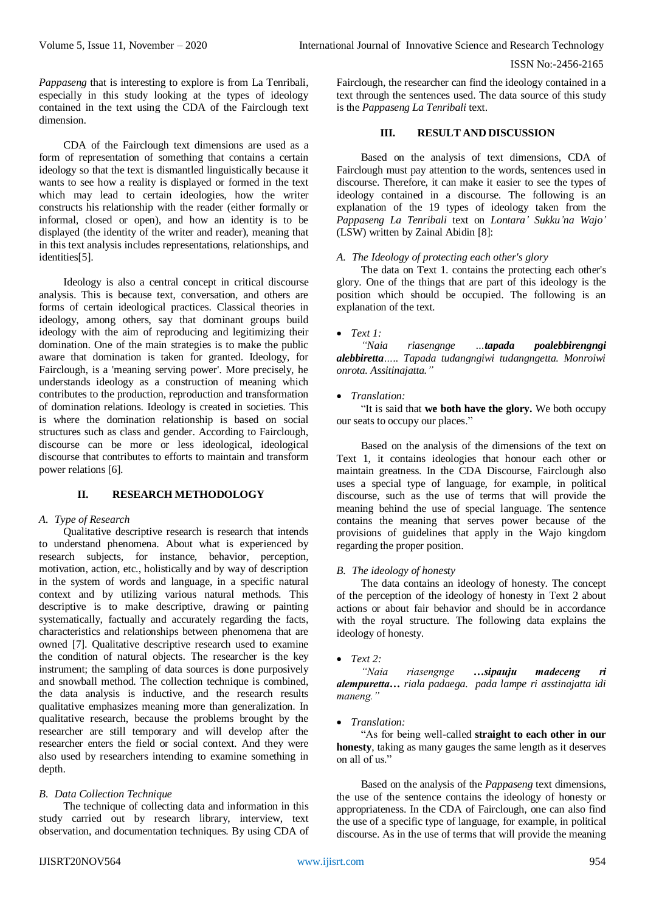*Pappaseng* that is interesting to explore is from La Tenribali, especially in this study looking at the types of ideology contained in the text using the CDA of the Fairclough text dimension.

CDA of the Fairclough text dimensions are used as a form of representation of something that contains a certain ideology so that the text is dismantled linguistically because it wants to see how a reality is displayed or formed in the text which may lead to certain ideologies, how the writer constructs his relationship with the reader (either formally or informal, closed or open), and how an identity is to be displayed (the identity of the writer and reader), meaning that in this text analysis includes representations, relationships, and identities[5].

Ideology is also a central concept in critical discourse analysis. This is because text, conversation, and others are forms of certain ideological practices. Classical theories in ideology, among others, say that dominant groups build ideology with the aim of reproducing and legitimizing their domination. One of the main strategies is to make the public aware that domination is taken for granted. Ideology, for Fairclough, is a 'meaning serving power'. More precisely, he understands ideology as a construction of meaning which contributes to the production, reproduction and transformation of domination relations. Ideology is created in societies. This is where the domination relationship is based on social structures such as class and gender. According to Fairclough, discourse can be more or less ideological, ideological discourse that contributes to efforts to maintain and transform power relations [6].

## II. RESEARCH METHODOLOGY

### *A. Type of Research*

Qualitative descriptive research is research that intends to understand phenomena. About what is experienced by research subjects, for instance, behavior, perception, motivation, action, etc., holistically and by way of description in the system of words and language, in a specific natural context and by utilizing various natural methods. This descriptive is to make descriptive, drawing or painting systematically, factually and accurately regarding the facts, characteristics and relationships between phenomena that are owned [7]. Qualitative descriptive research used to examine the condition of natural objects. The researcher is the key instrument; the sampling of data sources is done purposively and snowball method. The collection technique is combined, the data analysis is inductive, and the research results qualitative emphasizes meaning more than generalization. In qualitative research, because the problems brought by the researcher are still temporary and will develop after the researcher enters the field or social context. And they were also used by researchers intending to examine something in depth.

### *B. Data Collection Technique*

The technique of collecting data and information in this study carried out by research library, interview, text observation, and documentation techniques. By using CDA of Fairclough, the researcher can find the ideology contained in a text through the sentences used. The data source of this study is the *Pappaseng La Tenribali* text.

## III. RESULT AND DISCUSSION

Based on the analysis of text dimensions, CDA of Fairclough must pay attention to the words, sentences used in discourse. Therefore, it can make it easier to see the types of ideology contained in a discourse. The following is an explanation of the 19 types of ideology taken from the *Pappaseng La Tenribali* text on *Lontara' Sukku'na Wajo'* (LSW) written by Zainal Abidin [8]:

### *A. The Ideology of protecting each other's glory*

The data on Text 1. contains the protecting each other's glory. One of the things that are part of this ideology is the position which should be occupied. The following is an explanation of the text.

- *Text 1:*

*"Naia riasengnge ...**tapada poalebbirengngi alebbiretta**..... Tapada tudangngiwi tudangngetta. Monroiwi onrota. Assitinajatta."*

- *Translation:*

"It is said that **we both have the glory.** We both occupy our seats to occupy our places."

Based on the analysis of the dimensions of the text on Text 1, it contains ideologies that honour each other or maintain greatness. In the CDA Discourse, Fairclough also uses a special type of language, for example, in political discourse, such as the use of terms that will provide the meaning behind the use of special language. The sentence contains the meaning that serves power because of the provisions of guidelines that apply in the Wajo kingdom regarding the proper position.

### *B. The ideology of honesty*

The data contains an ideology of honesty. The concept of the perception of the ideology of honesty in Text 2 about actions or about fair behavior and should be in accordance with the royal structure. The following data explains the ideology of honesty.

- *Text 2:*

*"Naia riasengnge **...sipauju madeceng ri alempuretta...** riala padaega. pada lampe ri asstinajatta idi maneng."*

- *Translation:*

"As for being well-called **straight to each other in our honesty**, taking as many gauges the same length as it deserves on all of us."

Based on the analysis of the *Pappaseng* text dimensions, the use of the sentence contains the ideology of honesty or appropriateness. In the CDA of Fairclough, one can also find the use of a specific type of language, for example, in political discourse. As in the use of terms that will provide the meaning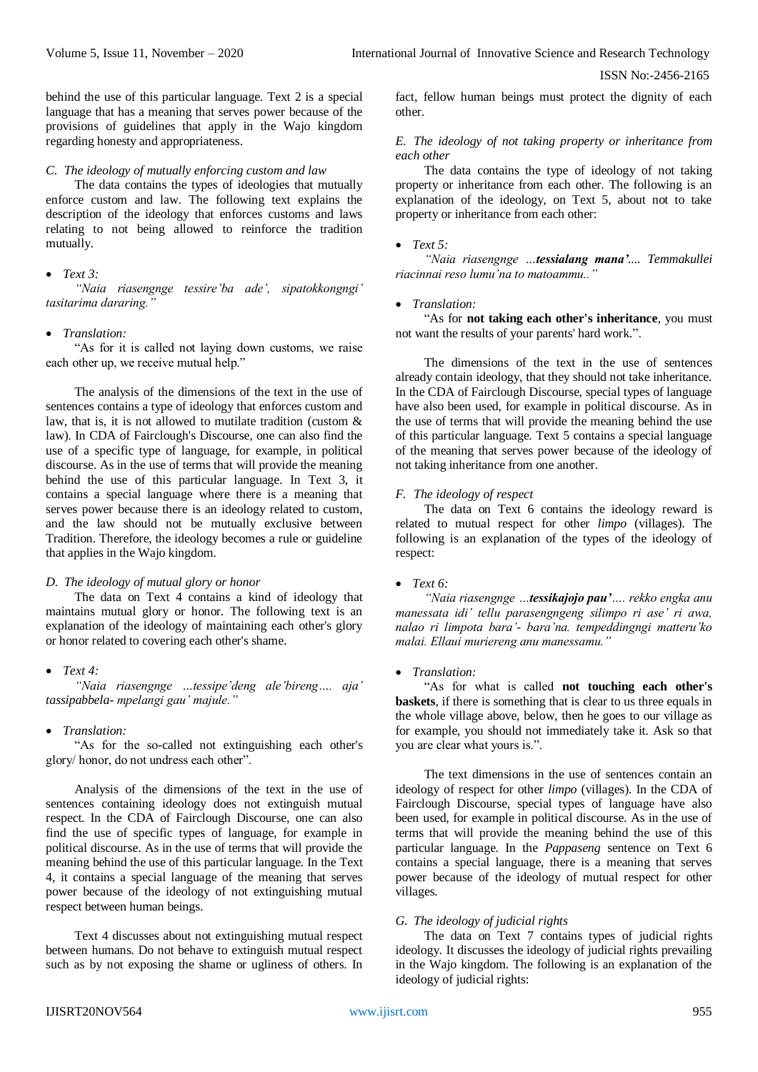behind the use of this particular language. Text 2 is a special language that has a meaning that serves power because of the provisions of guidelines that apply in the Wajo kingdom regarding honesty and appropriateness.

### *C. The ideology of mutually enforcing custom and law*

The data contains the types of ideologies that mutually enforce custom and law. The following text explains the description of the ideology that enforces customs and laws relating to not being allowed to reinforce the tradition mutually.

- *Text 3:*

*"Naia riasengnge tessire'ba ade', sipatokkongngi' tasitarima dararing."*

- *Translation:*

"As for it is called not laying down customs, we raise each other up, we receive mutual help."

The analysis of the dimensions of the text in the use of sentences contains a type of ideology that enforces custom and law, that is, it is not allowed to mutilate tradition (custom & law). In CDA of Fairclough's Discourse, one can also find the use of a specific type of language, for example, in political discourse. As in the use of terms that will provide the meaning behind the use of this particular language. In Text 3, it contains a special language where there is a meaning that serves power because there is an ideology related to custom, and the law should not be mutually exclusive between Tradition. Therefore, the ideology becomes a rule or guideline that applies in the Wajo kingdom.

### *D. The ideology of mutual glory or honor*

The data on Text 4 contains a kind of ideology that maintains mutual glory or honor. The following text is an explanation of the ideology of maintaining each other's glory or honor related to covering each other's shame.

- *Text 4:*

*"Naia riasengnge …tessipe'deng ale'bireng…. aja' tassipabbela- mpelangi gau' majule."*

- *Translation:*

"As for the so-called not extinguishing each other's glory/ honor, do not undress each other".

Analysis of the dimensions of the text in the use of sentences containing ideology does not extinguish mutual respect. In the CDA of Fairclough Discourse, one can also find the use of specific types of language, for example in political discourse. As in the use of terms that will provide the meaning behind the use of this particular language. In the Text 4, it contains a special language of the meaning that serves power because of the ideology of not extinguishing mutual respect between human beings.

Text 4 discusses about not extinguishing mutual respect between humans. Do not behave to extinguish mutual respect such as by not exposing the shame or ugliness of others. In fact, fellow human beings must protect the dignity of each other.

### *E. The ideology of not taking property or inheritance from each other*

The data contains the type of ideology of not taking property or inheritance from each other. The following is an explanation of the ideology, on Text 5, about not to take property or inheritance from each other:

- *Text 5:*

*"Naia riasengnge …**tessialang mana'**.... Temmakullei riacinnai reso lumu'na to matoammu.."*

- *Translation:*

"As for **not taking each other's inheritance**, you must not want the results of your parents' hard work.".

The dimensions of the text in the use of sentences already contain ideology, that they should not take inheritance. In the CDA of Fairclough Discourse, special types of language have also been used, for example in political discourse. As in the use of terms that will provide the meaning behind the use of this particular language. Text 5 contains a special language of the meaning that serves power because of the ideology of not taking inheritance from one another.

### *F. The ideology of respect*

The data on Text 6 contains the ideology reward is related to mutual respect for other *limpo* (villages). The following is an explanation of the types of the ideology of respect:

- *Text 6:*

*"Naia riasengnge …**tessikajojo pau'**…. rekko engka anu manessata idi' tellu parasengngeng silimpo ri ase' ri awa, nalao ri limpota bara'- bara'na. tempeddingngi matteru'ko malai. Ellaui muriereng anu manessamu."*

- *Translation:*

"As for what is called **not touching each other's baskets**, if there is something that is clear to us three equals in the whole village above, below, then he goes to our village as for example, you should not immediately take it. Ask so that you are clear what yours is.".

The text dimensions in the use of sentences contain an ideology of respect for other *limpo* (villages). In the CDA of Fairclough Discourse, special types of language have also been used, for example in political discourse. As in the use of terms that will provide the meaning behind the use of this particular language. In the *Pappaseng* sentence on Text 6 contains a special language, there is a meaning that serves power because of the ideology of mutual respect for other villages.

### *G. The ideology of judicial rights*

The data on Text 7 contains types of judicial rights ideology. It discusses the ideology of judicial rights prevailing in the Wajo kingdom. The following is an explanation of the ideology of judicial rights: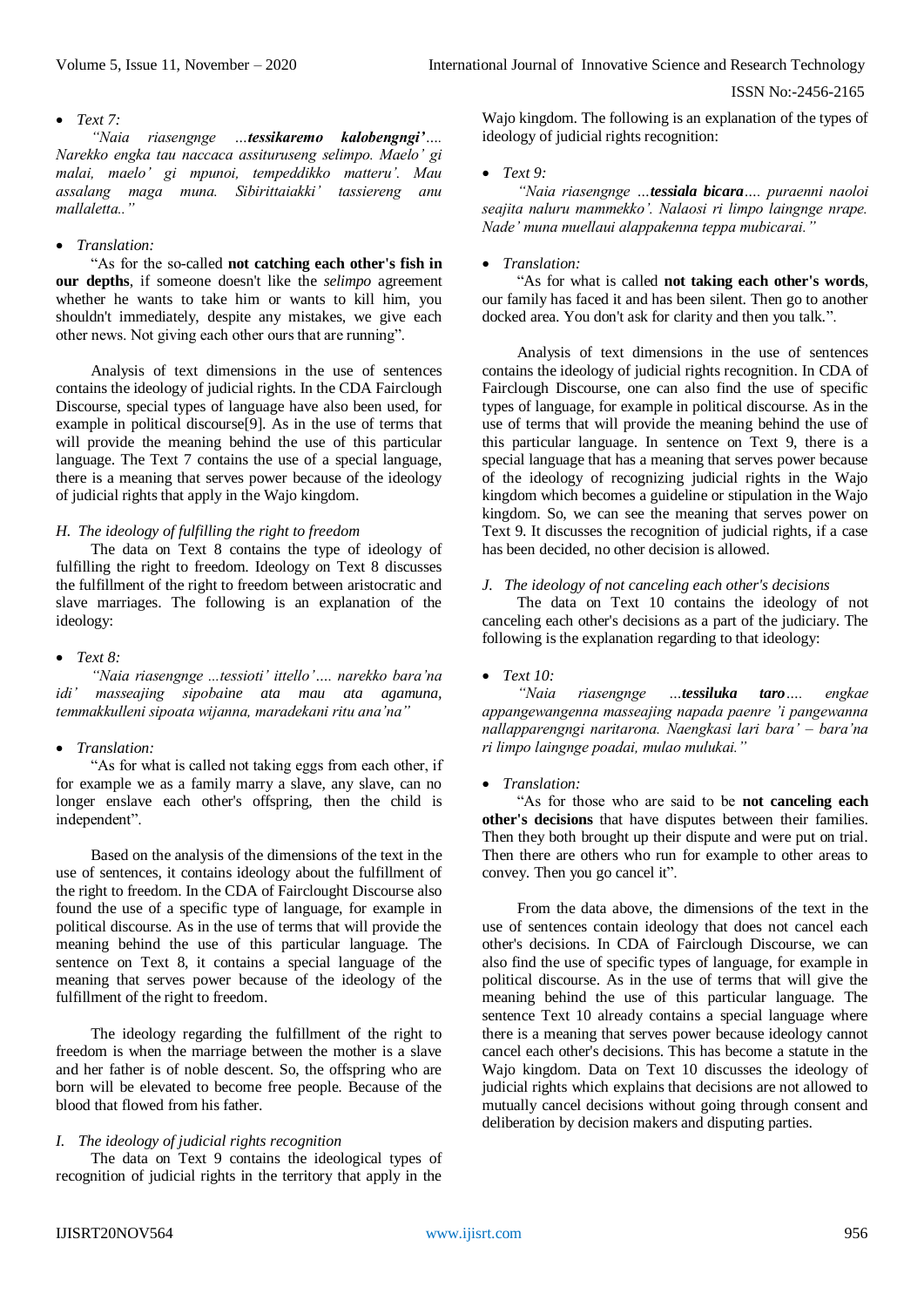- *Text 7:*

*"Naia riasengnge …**tessikaremo kalobengngi'**…. Narekko engka tau naccaca assituruseng selimpo. Maelo' gi malai, maelo' gi mpunoi, tempeddikko matteru'. Mau assalang maga muna. Sibirittaiakki' tassiereng anu mallaletta.."*

- *Translation:*

"As for the so-called **not catching each other's fish in our depths**, if someone doesn't like the *selimpo* agreement whether he wants to take him or wants to kill him, you shouldn't immediately, despite any mistakes, we give each other news. Not giving each other ours that are running".

Analysis of text dimensions in the use of sentences contains the ideology of judicial rights. In the CDA Fairclough Discourse, special types of language have also been used, for example in political discourse[9]. As in the use of terms that will provide the meaning behind the use of this particular language. The Text 7 contains the use of a special language, there is a meaning that serves power because of the ideology of judicial rights that apply in the Wajo kingdom.

### *H. The ideology of fulfilling the right to freedom*

The data on Text 8 contains the type of ideology of fulfilling the right to freedom. Ideology on Text 8 discusses the fulfillment of the right to freedom between aristocratic and slave marriages. The following is an explanation of the ideology:

- *Text 8:*

*"Naia riasengnge …tessioti' ittello'…. narekko bara'na idi' masseajing sipobaine ata mau ata agamuna, temmakkulleni sipoata wijanna, maradekani ritu ana'na"*

- *Translation:*

"As for what is called not taking eggs from each other, if for example we as a family marry a slave, any slave, can no longer enslave each other's offspring, then the child is independent".

Based on the analysis of the dimensions of the text in the use of sentences, it contains ideology about the fulfillment of the right to freedom. In the CDA of Fairclought Discourse also found the use of a specific type of language, for example in political discourse. As in the use of terms that will provide the meaning behind the use of this particular language. The sentence on Text 8, it contains a special language of the meaning that serves power because of the ideology of the fulfillment of the right to freedom.

The ideology regarding the fulfillment of the right to freedom is when the marriage between the mother is a slave and her father is of noble descent. So, the offspring who are born will be elevated to become free people. Because of the blood that flowed from his father.

### *I. The ideology of judicial rights recognition*

The data on Text 9 contains the ideological types of recognition of judicial rights in the territory that apply in the Wajo kingdom. The following is an explanation of the types of ideology of judicial rights recognition:

- *Text 9:*

*"Naia riasengnge …**tessiala bicara**…. puraenni naoloi seajita naluru mammekko'. Nalaosi ri limpo laingnge nrape. Nade' muna muellaui alappakenna teppa mubicarai."*

- *Translation:*

"As for what is called **not taking each other's words**, our family has faced it and has been silent. Then go to another docked area. You don't ask for clarity and then you talk.".

Analysis of text dimensions in the use of sentences contains the ideology of judicial rights recognition. In CDA of Fairclough Discourse, one can also find the use of specific types of language, for example in political discourse. As in the use of terms that will provide the meaning behind the use of this particular language. In sentence on Text 9, there is a special language that has a meaning that serves power because of the ideology of recognizing judicial rights in the Wajo kingdom which becomes a guideline or stipulation in the Wajo kingdom. So, we can see the meaning that serves power on Text 9. It discusses the recognition of judicial rights, if a case has been decided, no other decision is allowed.

### *J. The ideology of not canceling each other's decisions*

The data on Text 10 contains the ideology of not canceling each other's decisions as a part of the judiciary. The following is the explanation regarding to that ideology:

- *Text 10:*

*"Naia riasengnge …**tessiluka taro**…. engkae appangewangenna masseajing napada paenre 'i pangewanna nallapparengngi naritarona. Naengkasi lari bara' – bara'na ri limpo laingnge poadai, mulao mulukai."*

- *Translation:*

"As for those who are said to be **not canceling each other's decisions** that have disputes between their families. Then they both brought up their dispute and were put on trial. Then there are others who run for example to other areas to convey. Then you go cancel it".

From the data above, the dimensions of the text in the use of sentences contain ideology that does not cancel each other's decisions. In CDA of Fairclough Discourse, we can also find the use of specific types of language, for example in political discourse. As in the use of terms that will give the meaning behind the use of this particular language. The sentence Text 10 already contains a special language where there is a meaning that serves power because ideology cannot cancel each other's decisions. This has become a statute in the Wajo kingdom. Data on Text 10 discusses the ideology of judicial rights which explains that decisions are not allowed to mutually cancel decisions without going through consent and deliberation by decision makers and disputing parties.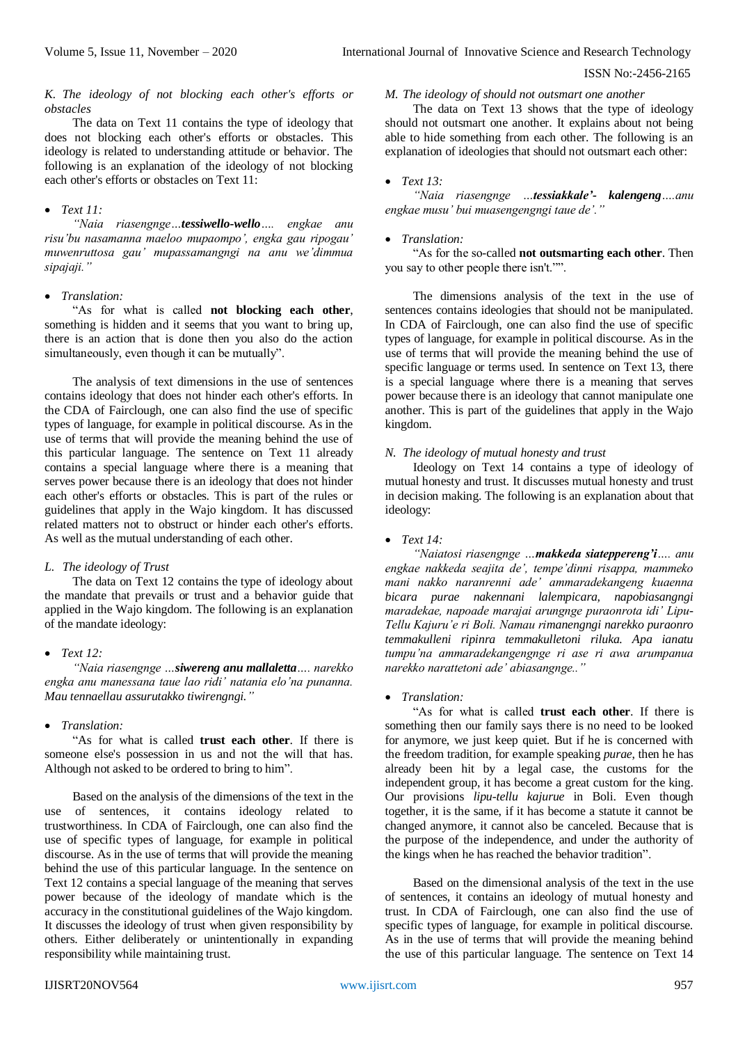### *K. The ideology of not blocking each other's efforts or obstacles*

The data on Text 11 contains the type of ideology that does not blocking each other's efforts or obstacles. This ideology is related to understanding attitude or behavior. The following is an explanation of the ideology of not blocking each other's efforts or obstacles on Text 11:

- *Text 11:*

*"Naia riasengnge…**tessiwello-wello**…. engkae anu risu'bu nasamanna maeloo mupaompo', engka gau ripogau' muwenruttosa gau' mupassamangngi na anu we'dimmua sipajaji."*

- *Translation:*

"As for what is called **not blocking each other**, something is hidden and it seems that you want to bring up, there is an action that is done then you also do the action simultaneously, even though it can be mutually".

The analysis of text dimensions in the use of sentences contains ideology that does not hinder each other's efforts. In the CDA of Fairclough, one can also find the use of specific types of language, for example in political discourse. As in the use of terms that will provide the meaning behind the use of this particular language. The sentence on Text 11 already contains a special language where there is a meaning that serves power because there is an ideology that does not hinder each other's efforts or obstacles. This is part of the rules or guidelines that apply in the Wajo kingdom. It has discussed related matters not to obstruct or hinder each other's efforts. As well as the mutual understanding of each other.

### *L. The ideology of Trust*

The data on Text 12 contains the type of ideology about the mandate that prevails or trust and a behavior guide that applied in the Wajo kingdom. The following is an explanation of the mandate ideology:

- *Text 12:*

*"Naia riasengngе …**siwereng anu mallaletta**…. narekko engka anu manessana taue lao ridi' natania elo'na punanna. Mau tennaellau assurutakko tiwirengngi."*

- *Translation:*

"As for what is called **trust each other**. If there is someone else's possession in us and not the will that has. Although not asked to be ordered to bring to him".

Based on the analysis of the dimensions of the text in the use of sentences, it contains ideology related to trustworthiness. In CDA of Fairclough, one can also find the use of specific types of language, for example in political discourse. As in the use of terms that will provide the meaning behind the use of this particular language. In the sentence on Text 12 contains a special language of the meaning that serves power because of the ideology of mandate which is the accuracy in the constitutional guidelines of the Wajo kingdom. It discusses the ideology of trust when given responsibility by others. Either deliberately or unintentionally in expanding responsibility while maintaining trust.

### *M. The ideology of should not outsmart one another*

The data on Text 13 shows that the type of ideology should not outsmart one another. It explains about not being able to hide something from each other. The following is an explanation of ideologies that should not outsmart each other:

- *Text 13:*

*"Naia riasengnge …**tessiakkale'- kalengeng**….anu engkae musu' bui muasengengngi taue de'."*

- *Translation:*

"As for the so-called **not outsmarting each other**. Then you say to other people there isn't."".

The dimensions analysis of the text in the use of sentences contains ideologies that should not be manipulated. In CDA of Fairclough, one can also find the use of specific types of language, for example in political discourse. As in the use of terms that will provide the meaning behind the use of specific language or terms used. In sentence on Text 13, there is a special language where there is a meaning that serves power because there is an ideology that cannot manipulate one another. This is part of the guidelines that apply in the Wajo kingdom.

### *N. The ideology of mutual honesty and trust*

Ideology on Text 14 contains a type of ideology of mutual honesty and trust. It discusses mutual honesty and trust in decision making. The following is an explanation about that ideology:

- *Text 14:*

*"Naiatosi riasengnge …**makkeda siatepperengˈi**…. anu engkae nakkeda seajita de', tempe'dinni risappa, mammeko mani nakko naranrenni ade' ammaradekangeng kuaenna bicara purae nakennani lalempicara, napobiasangngi maradekae, napoade marajai arungnge puraonrota idi' Lipu-Tellu Kajuru'e ri Boli. Namau rimanengngi narekko puraonro temmakulleni ripinra temmakulletoni riluka. Apa ianatu tumpu'na ammaradekangengnge ri ase ri awa arumpanua narekko narattetoni ade' abiasangnge.."*

- *Translation:*

"As for what is called **trust each other**. If there is something then our family says there is no need to be looked for anymore, we just keep quiet. But if he is concerned with the freedom tradition, for example speaking *purae*, then he has already been hit by a legal case, the customs for the independent group, it has become a great custom for the king. Our provisions *lipu-tellu kajurue* in Boli. Even though together, it is the same, if it has become a statute it cannot be changed anymore, it cannot also be canceled. Because that is the purpose of the independence, and under the authority of the kings when he has reached the behavior tradition".

Based on the dimensional analysis of the text in the use of sentences, it contains an ideology of mutual honesty and trust. In CDA of Fairclough, one can also find the use of specific types of language, for example in political discourse. As in the use of terms that will provide the meaning behind the use of this particular language. The sentence on Text 14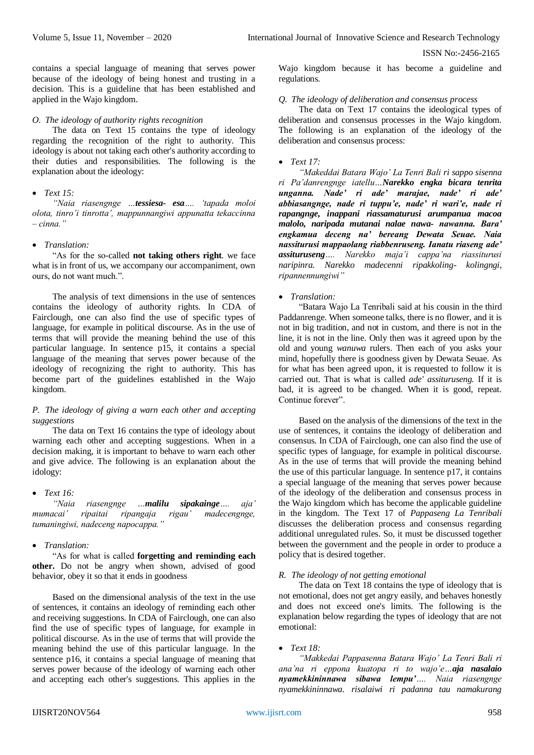contains a special language of meaning that serves power because of the ideology of being honest and trusting in a decision. This is a guideline that has been established and applied in the Wajo kingdom.

### O. The ideology of authority rights recognition

The data on Text 15 contains the type of ideology regarding the recognition of the right to authority. This ideology is about not taking each other's authority according to their duties and responsibilities. The following is the explanation about the ideology:

- *Text 15:*

*"Naia riasengnge …**tessiesa- esa**…. 'tapada moloi olota, tinro'i tinrotta', mappunnangiwi appunatta tekaccinna – cinna."*

- *Translation:*

"As for the so-called **not taking others right**. we face what is in front of us, we accompany our accompaniment, own ours, do not want much.".

The analysis of text dimensions in the use of sentences contains the ideology of authority rights. In CDA of Fairclough, one can also find the use of specific types of language, for example in political discourse. As in the use of terms that will provide the meaning behind the use of this particular language. In sentence p15, it contains a special language of the meaning that serves power because of the ideology of recognizing the right to authority. This has become part of the guidelines established in the Wajo kingdom.

### P. The ideology of giving a warn each other and accepting suggestions

The data on Text 16 contains the type of ideology about warning each other and accepting suggestions. When in a decision making, it is important to warn each other and give advice. The following is an explanation about the idology:

- *Text 16:*

*"Naia riasengnge …**malilu sipakainge**…. aja' mumacai' ripaitai ripangaja rigau' madecengnge, tumaningiwi, nadeceng napocappa."*

- *Translation:*

"As for what is called **forgetting and reminding each other.** Do not be angry when shown, advised of good behavior, obey it so that it ends in goodness

Based on the dimensional analysis of the text in the use of sentences, it contains an ideology of reminding each other and receiving suggestions. In CDA of Fairclough, one can also find the use of specific types of language, for example in political discourse. As in the use of terms that will provide the meaning behind the use of this particular language. In the sentence p16, it contains a special language of meaning that serves power because of the ideology of warning each other and accepting each other's suggestions. This applies in the Wajo kingdom because it has become a guideline and regulations.

### Q. The ideology of deliberation and consensus process

The data on Text 17 contains the ideological types of deliberation and consensus processes in the Wajo kingdom. The following is an explanation of the ideology of the deliberation and consensus process:

- *Text 17:*

*"Makeddai Batara Wajo' La Tenri Bali ri sappo sisenna ri Pa'danrengnge iatellu…**Narekko engka bicara tenrita unganna. Nade' ri ade' marajae, nade' ri ade' abbiasangnge, nade ri tuppu'e, nade' ri wari'e, nade ri rapangnge, inappani riassamaturusi arumpanua macoa malolo, naripada mutanai nalae nawa- nawanna. Bara' engkamua deceng na' bereang Dewata Seuae. Naia nassiturusi mappaolang riabbenruseng. Ianatu riaseng ade' assituruseng**…. Narekko maja'i cappa'na riassiturusi naripinra. Narekko madecenni ripakkoling- kolingngi, ripannennungiwi"*

- *Translation:*

"Batara Wajo La Tenribali said at his cousin in the third Paddanrenge. When someone talks, there is no flower, and it is not in big tradition, and not in custom, and there is not in the line, it is not in the line. Only then was it agreed upon by the old and young *wanuwa* rulers. Then each of you asks your mind, hopefully there is goodness given by Dewata Seuae. As for what has been agreed upon, it is requested to follow it is carried out. That is what is called *ade' assituruseng.* If it is bad, it is agreed to be changed. When it is good, repeat. Continue forever".

Based on the analysis of the dimensions of the text in the use of sentences, it contains the ideology of deliberation and consensus. In CDA of Fairclough, one can also find the use of specific types of language, for example in political discourse. As in the use of terms that will provide the meaning behind the use of this particular language. In sentence p17, it contains a special language of the meaning that serves power because of the ideology of the deliberation and consensus process in the Wajo kingdom which has become the applicable guideline in the kingdom. The Text 17 of *Pappaseng La Tenribali* discusses the deliberation process and consensus regarding additional unregulated rules. So, it must be discussed together between the government and the people in order to produce a policy that is desired together.

### R. The ideology of not getting emotional

The data on Text 18 contains the type of ideology that is not emotional, does not get angry easily, and behaves honestly and does not exceed one's limits. The following is the explanation below regarding the types of ideology that are not emotional:

- *Text 18:*

*"Makkedai Pappasenna Batara Wajo' La Tenri Bali ri ana'na ri eppona kuatopa ri to wajo'e…**aja nasalaio nyamekkininnawa sibawa lempu'**…. Naia riasengnge nyamekkininnawa. risalaiwi ri padanna tau namakurang*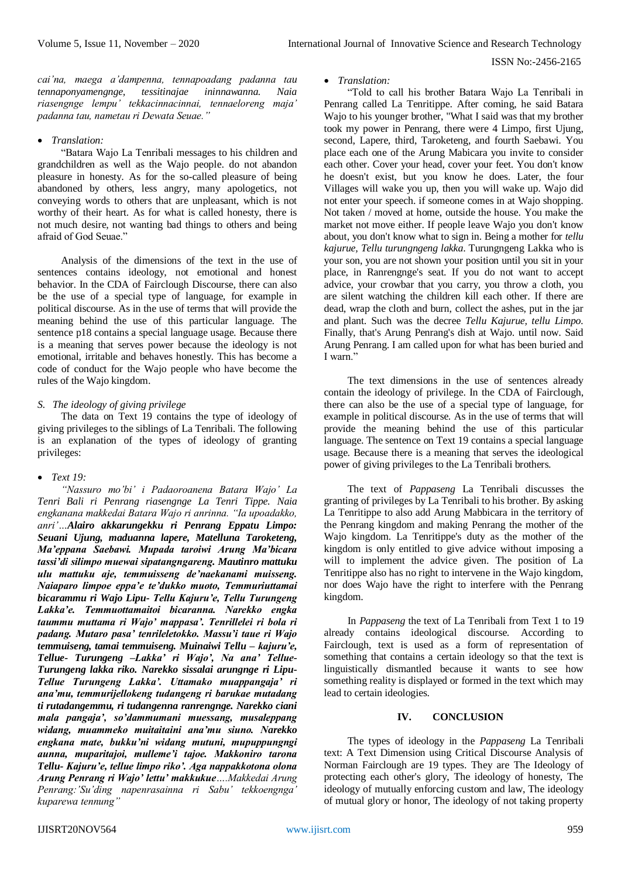*cai'na, maega a'dampenna, tennapoadang padanna tau tennaponyamengnge, tessitinajae ininnawanna. Naia riasengnge lempu' tekkacinnacinnai, tennaeloreng maja' padanna tau, nametau ri Dewata Seuae."*

- *Translation:*

"Batara Wajo La Tenribali messages to his children and grandchildren as well as the Wajo people. do not abandon pleasure in honesty. As for the so-called pleasure of being abandoned by others, less angry, many apologetics, not conveying words to others that are unpleasant, which is not worthy of their heart. As for what is called honesty, there is not much desire, not wanting bad things to others and being afraid of God Seuae."

Analysis of the dimensions of the text in the use of sentences contains ideology, not emotional and honest behavior. In the CDA of Fairclough Discourse, there can also be the use of a special type of language, for example in political discourse. As in the use of terms that will provide the meaning behind the use of this particular language. The sentence p18 contains a special language usage. Because there is a meaning that serves power because the ideology is not emotional, irritable and behaves honestly. This has become a code of conduct for the Wajo people who have become the rules of the Wajo kingdom.

### *S. The ideology of giving privilege*

The data on Text 19 contains the type of ideology of giving privileges to the siblings of La Tenribali. The following is an explanation of the types of ideology of granting privileges:

- *Text 19:*

*"Nassuro mo'bi' i Padaoroanena Batara Wajo' La Tenri Bali ri Penrang riasengnge La Tenri Tippe. Naia engkanana makkedai Batara Wajo ri anrinna. "Ia upoadakko, anri'…**Alairo akkarungekku ri Penrang Eppatu Limpo: Seuani Ujung, maduanna lapere, Matelluna Taroketeng, Ma'eppana Saebawi. Mupada taroiwi Arung Ma'bicara tassi'di silimpo muewai sipatangngareng. Mautinro mattuku ulu mattuku aje, temmuisseng de'naekanami muisseng. Naiaparo limpoe eppa'e te'dukko muoto, Temmuriuttamai bicarammu ri Wajo Lipu- Tellu Kajuru'e, Tellu Turungeng Lakka'e. Temmuottamaitoi bicaranna. Narekko engka taummu muttama ri Wajo' mappasa'. Tenrillelei ri bola ri padang. Mutaro pasa' tenrileletokko. Massu'i taue ri Wajo temmuisseng, tamai temmuiseng. Muinaiwi Tellu – kajuru'e, Tellue- Turungeng –Lakka' ri Wajo', Na ana' Tellue-Turungeng lakka riko. Narekko sissalai arungnge ri Lipu-Tellue Turungeng Lakka'. Uttamako muappangaja' ri ana'mu, temmurijellokeng tudangeng ri barukae mutadang ti rutadangemmu, ri tudangenna ranrengnge. Narekko ciani mala pangaja', so'dammumani muessang, musaleppang widang, muammeko muitaitaini ana'mu siuno. Narekko engkana mate, bukku'ni widang mutuni, mupuppungngi aunna, muparitajoi, mulleme'i tajoe. Makkoniro tarona Tellu- Kajuru'e, tellue limpo riko'. Aga nappakkotona olona Arung Penrang ri Wajo' lettu' makkukue**….Makkedai Arung Penrang:'Su'ding napenrasainna ri Sabu' tekkoengnga' kuparewa tennung"*

- *Translation:*

"Told to call his brother Batara Wajo La Tenribali in Penrang called La Tenritippe. After coming, he said Batara Wajo to his younger brother, "What I said was that my brother took my power in Penrang, there were 4 Limpo, first Ujung, second, Lapere, third, Taroketeng, and fourth Saebawi. You place each one of the Arung Mabicara you invite to consider each other. Cover your head, cover your feet. You don't know he doesn't exist, but you know he does. Later, the four Villages will wake you up, then you will wake up. Wajo did not enter your speech. if someone comes in at Wajo shopping. Not taken / moved at home, outside the house. You make the market not move either. If people leave Wajo you don't know about, you don't know what to sign in. Being a mother for *tellu kajurue, Tellu turungngeng lakka*. Turungngeng Lakka who is your son, you are not shown your position until you sit in your place, in Ranrengnge's seat. If you do not want to accept advice, your crowbar that you carry, you throw a cloth, you are silent watching the children kill each other. If there are dead, wrap the cloth and burn, collect the ashes, put in the jar and plant. Such was the decree *Tellu Kajurue, tellu Limpo*. Finally, that's Arung Penrang's dish at Wajo. until now. Said Arung Penrang. I am called upon for what has been buried and I warn."

The text dimensions in the use of sentences already contain the ideology of privilege. In the CDA of Fairclough, there can also be the use of a special type of language, for example in political discourse. As in the use of terms that will provide the meaning behind the use of this particular language. The sentence on Text 19 contains a special language usage. Because there is a meaning that serves the ideological power of giving privileges to the La Tenribali brothers.

The text of *Pappaseng* La Tenribali discusses the granting of privileges by La Tenribali to his brother. By asking La Tenritippe to also add Arung Mabbicara in the territory of the Penrang kingdom and making Penrang the mother of the Wajo kingdom. La Tenritippe's duty as the mother of the kingdom is only entitled to give advice without imposing a will to implement the advice given. The position of La Tenritippe also has no right to intervene in the Wajo kingdom, nor does Wajo have the right to interfere with the Penrang kingdom.

In *Pappaseng* the text of La Tenribali from Text 1 to 19 already contains ideological discourse. According to Fairclough, text is used as a form of representation of something that contains a certain ideology so that the text is linguistically dismantled because it wants to see how something reality is displayed or formed in the text which may lead to certain ideologies.

## IV. CONCLUSION

The types of ideology in the *Pappaseng* La Tenribali text: A Text Dimension using Critical Discourse Analysis of Norman Fairclough are 19 types. They are The Ideology of protecting each other's glory, The ideology of honesty, The ideology of mutually enforcing custom and law, The ideology of mutual glory or honor, The ideology of not taking property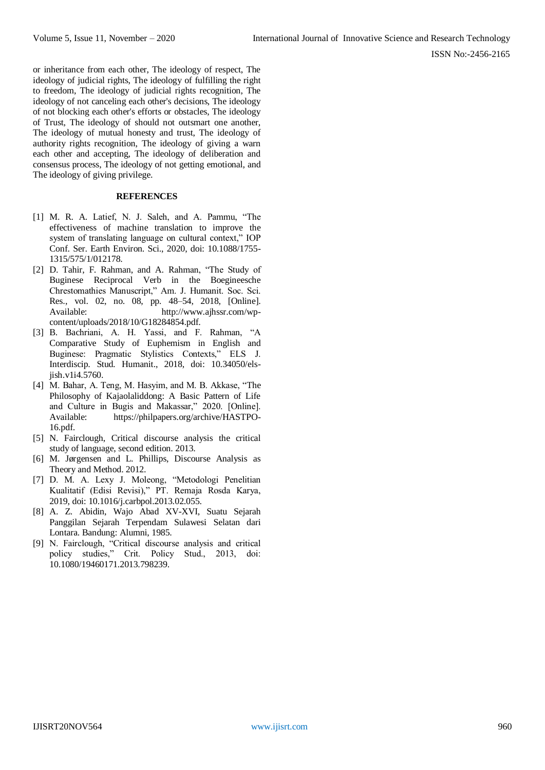or inheritance from each other, The ideology of respect, The ideology of judicial rights, The ideology of fulfilling the right to freedom, The ideology of judicial rights recognition, The ideology of not canceling each other's decisions, The ideology of not blocking each other's efforts or obstacles, The ideology of Trust, The ideology of should not outsmart one another, The ideology of mutual honesty and trust, The ideology of authority rights recognition, The ideology of giving a warn each other and accepting, The ideology of deliberation and consensus process, The ideology of not getting emotional, and The ideology of giving privilege.

## REFERENCES

[1] M. R. A. Latief, N. J. Saleh, and A. Pammu, "The effectiveness of machine translation to improve the system of translating language on cultural context," IOP Conf. Ser. Earth Environ. Sci., 2020, doi: 10.1088/1755-1315/575/1/012178.

[2] D. Tahir, F. Rahman, and A. Rahman, "The Study of Buginese Reciprocal Verb in the Boegineesche Chrestomathies Manuscript," Am. J. Humanit. Soc. Sci. Res., vol. 02, no. 08, pp. 48–54, 2018, [Online]. Available: http://www.ajhssr.com/wp-content/uploads/2018/10/G18284854.pdf.

[3] B. Bachriani, A. H. Yassi, and F. Rahman, "A Comparative Study of Euphemism in English and Buginese: Pragmatic Stylistics Contexts," ELS J. Interdiscip. Stud. Humanit., 2018, doi: 10.34050/els-jish.v1i4.5760.

[4] M. Bahar, A. Teng, M. Hasyim, and M. B. Akkase, "The Philosophy of Kajaolaliddong: A Basic Pattern of Life and Culture in Bugis and Makassar," 2020. [Online]. Available: https://philpapers.org/archive/HASTPO-16.pdf.

[5] N. Fairclough, Critical discourse analysis the critical study of language, second edition. 2013.

[6] M. Jørgensen and L. Phillips, Discourse Analysis as Theory and Method. 2012.

[7] D. M. A. Lexy J. Moleong, "Metodologi Penelitian Kualitatif (Edisi Revisi)," PT. Remaja Rosda Karya, 2019, doi: 10.1016/j.carbpol.2013.02.055.

[8] A. Z. Abidin, Wajo Abad XV-XVI, Suatu Sejarah Panggilan Sejarah Terpendam Sulawesi Selatan dari Lontara. Bandung: Alumni, 1985.

[9] N. Fairclough, "Critical discourse analysis and critical policy studies," Crit. Policy Stud., 2013, doi: 10.1080/19460171.2013.798239.